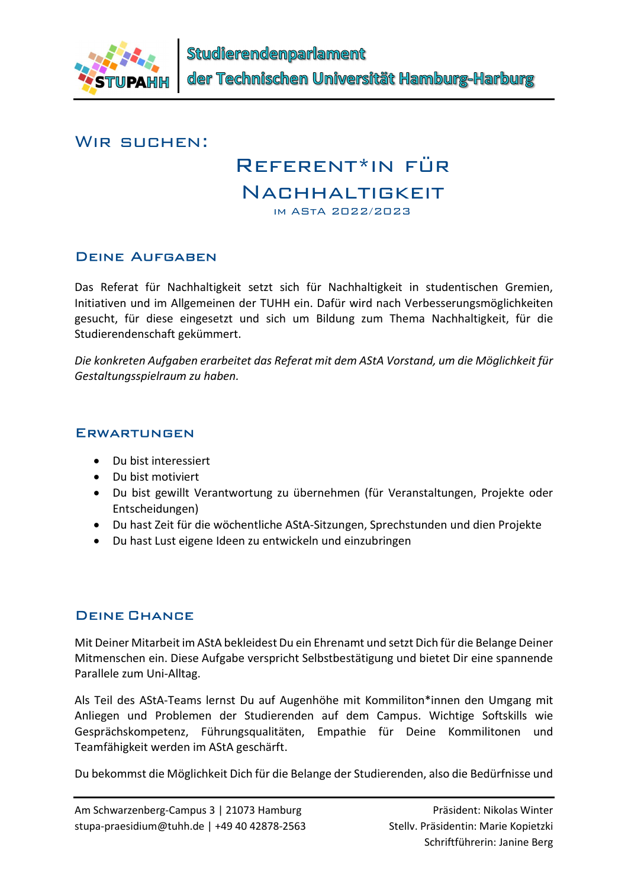# Wir suchen:

## Referent*in für Nachhaltigkeit

im AStA 2022/2023

### Deine Aufgaben

Das Referat für Nachhaltigkeit setzt sich für Nachhaltigkeit in studentischen Gremien, Initiativen und im Allgemeinen der TUHH ein. Dafür wird nach Verbesserungsmöglichkeiten gesucht, für diese eingesetzt und sich um Bildung zum Thema Nachhaltigkeit, für die Studierendenschaft gekümmert.

*Die konkreten Aufgaben erarbeitet das Referat mit dem AStA Vorstand, um die Möglichkeit für Gestaltungsspielraum zu haben.*

### Erwartungen

- Du bist interessiert
- Du bist motiviert
- Du bist gewillt Verantwortung zu übernehmen (für Veranstaltungen, Projekte oder Entscheidungen)
- Du hast Zeit für die wöchentliche AStA-Sitzungen, Sprechstunden und dien Projekte
- Du hast Lust eigene Ideen zu entwickeln und einzubringen

### Deine Chance

Mit Deiner Mitarbeit im AStA bekleidest Du ein Ehrenamt und setzt Dich für die Belange Deiner Mitmenschen ein. Diese Aufgabe verspricht Selbstbestätigung und bietet Dir eine spannende Parallele zum Uni-Alltag.

Als Teil des AStA-Teams lernst Du auf Augenhöhe mit Kommiliton*innen den Umgang mit Anliegen und Problemen der Studierenden auf dem Campus. Wichtige Softskills wie Gesprächskompetenz, Führungsqualitäten, Empathie für Deine Kommilitonen und Teamfähigkeit werden im AStA geschärft.

Du bekommst die Möglichkeit Dich für die Belange der Studierenden, also die Bedürfnisse und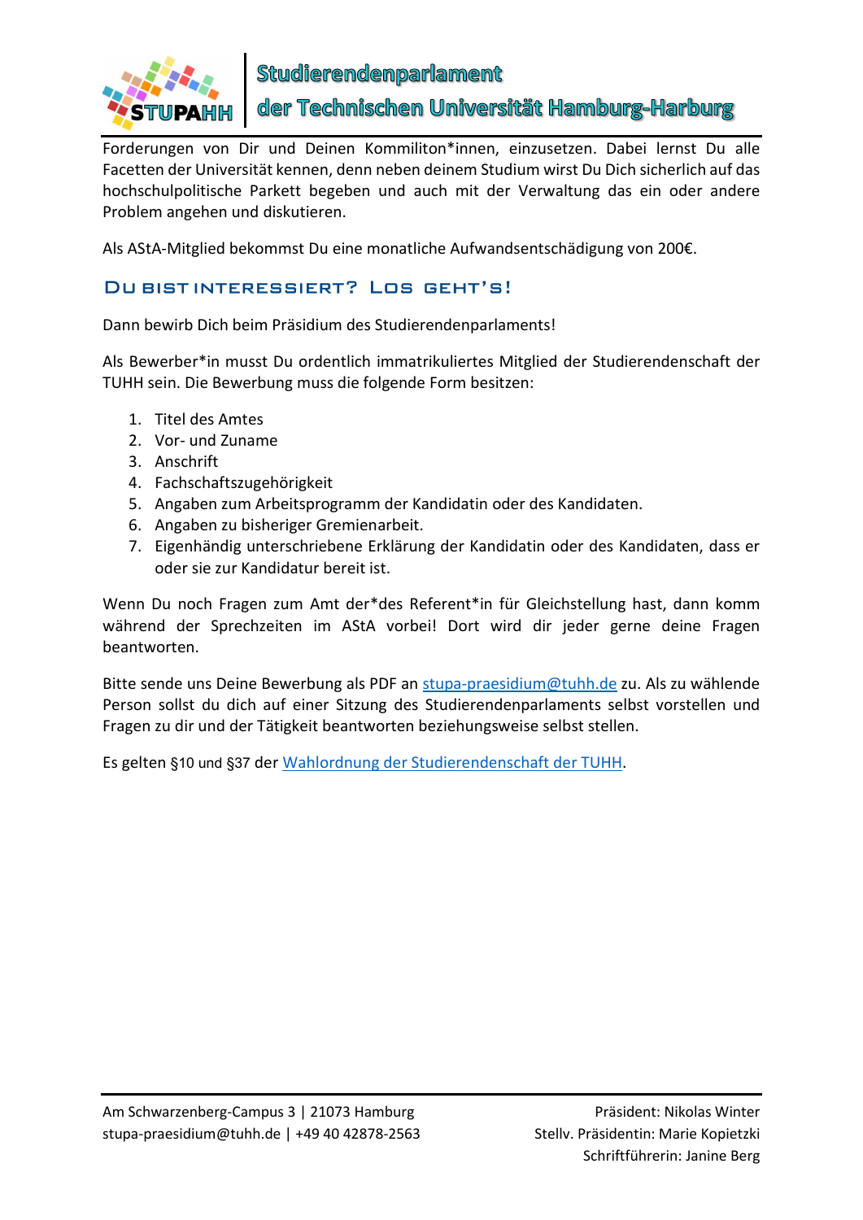Forderungen von Dir und Deinen Kommiliton*innen, einzusetzen. Dabei lernst Du alle Facetten der Universität kennen, denn neben deinem Studium wirst Du Dich sicherlich auf das hochschulpolitische Parkett begeben und auch mit der Verwaltung das ein oder andere Problem angehen und diskutieren.

Als AStA-Mitglied bekommst Du eine monatliche Aufwandsentschädigung von 200€.

## Du bist interessiert? Los geht's!

Dann bewirb Dich beim Präsidium des Studierendenparlaments!

Als Bewerber*in musst Du ordentlich immatrikuliertes Mitglied der Studierendenschaft der TUHH sein. Die Bewerbung muss die folgende Form besitzen:

1. Titel des Amtes
2. Vor- und Zuname
3. Anschrift
4. Fachschaftszugehörigkeit
5. Angaben zum Arbeitsprogramm der Kandidatin oder des Kandidaten.
6. Angaben zu bisheriger Gremienarbeit.
7. Eigenhändig unterschriebene Erklärung der Kandidatin oder des Kandidaten, dass er oder sie zur Kandidatur bereit ist.

Wenn Du noch Fragen zum Amt der*des Referent*in für Gleichstellung hast, dann komm während der Sprechzeiten im AStA vorbei! Dort wird dir jeder gerne deine Fragen beantworten.

Bitte sende uns Deine Bewerbung als PDF an [stupa-praesidium@tuhh.de](mailto:stupa-praesidium@tuhh.de) zu. Als zu wählende Person sollst du dich auf einer Sitzung des Studierendenparlaments selbst vorstellen und Fragen zu dir und der Tätigkeit beantworten beziehungsweise selbst stellen.

Es gelten §10 und §37 der Wahlordnung der Studierendenschaft der TUHH.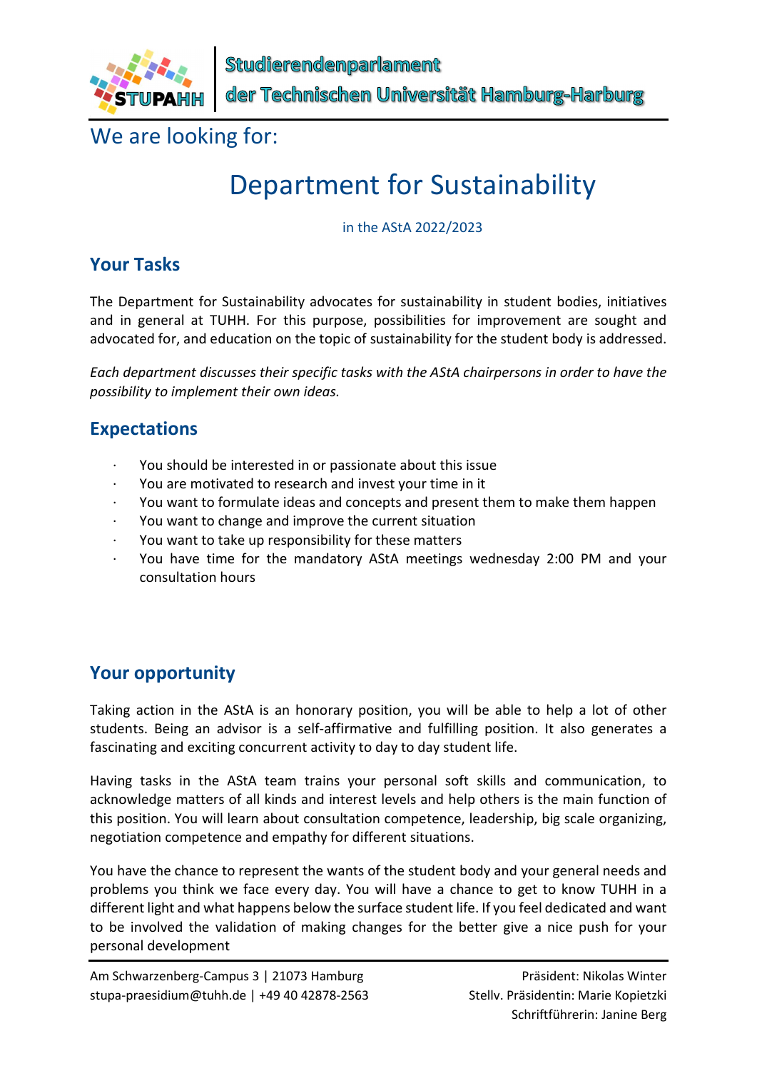We are looking for:

# Department for Sustainability

in the AStA 2022/2023

## Your Tasks

The Department for Sustainability advocates for sustainability in student bodies, initiatives and in general at TUHH. For this purpose, possibilities for improvement are sought and advocated for, and education on the topic of sustainability for the student body is addressed.

*Each department discusses their specific tasks with the AStA chairpersons in order to have the possibility to implement their own ideas.*

## Expectations

- You should be interested in or passionate about this issue
- You are motivated to research and invest your time in it
- You want to formulate ideas and concepts and present them to make them happen
- You want to change and improve the current situation
- You want to take up responsibility for these matters
- You have time for the mandatory AStA meetings wednesday 2:00 PM and your consultation hours

## Your opportunity

Taking action in the AStA is an honorary position, you will be able to help a lot of other students. Being an advisor is a self-affirmative and fulfilling position. It also generates a fascinating and exciting concurrent activity to day to day student life.

Having tasks in the AStA team trains your personal soft skills and communication, to acknowledge matters of all kinds and interest levels and help others is the main function of this position. You will learn about consultation competence, leadership, big scale organizing, negotiation competence and empathy for different situations.

You have the chance to represent the wants of the student body and your general needs and problems you think we face every day. You will have a chance to get to know TUHH in a different light and what happens below the surface student life. If you feel dedicated and want to be involved the validation of making changes for the better give a nice push for your personal development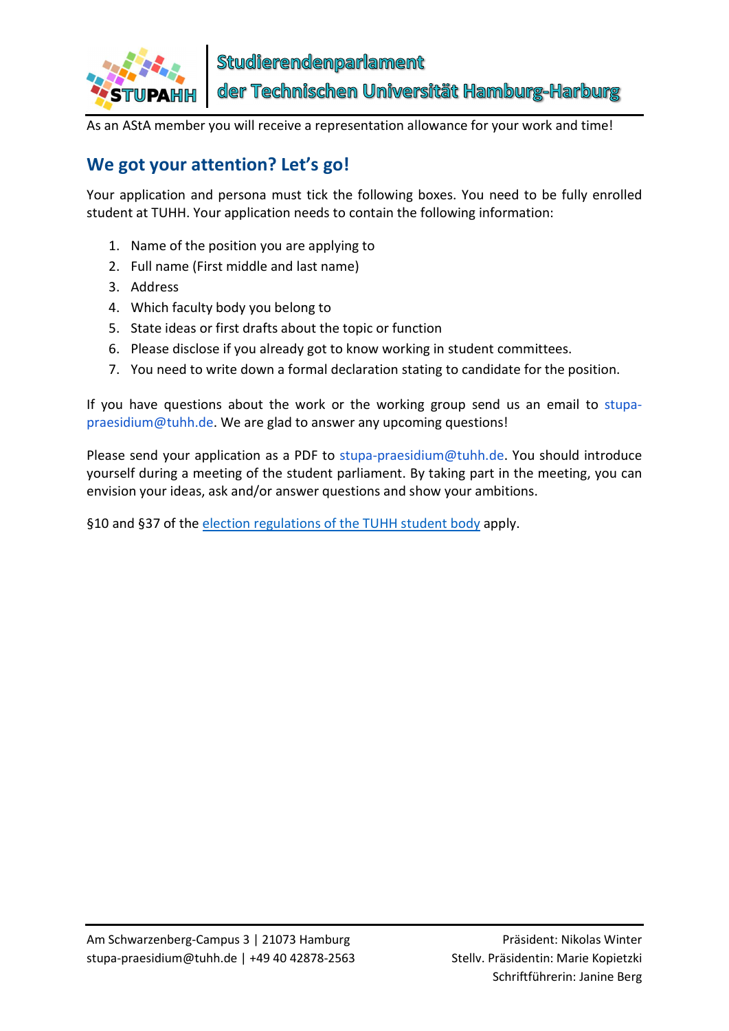As an AStA member you will receive a representation allowance for your work and time!

## We got your attention? Let's go!

Your application and persona must tick the following boxes. You need to be fully enrolled student at TUHH. Your application needs to contain the following information:

1. Name of the position you are applying to
2. Full name (First middle and last name)
3. Address
4. Which faculty body you belong to
5. State ideas or first drafts about the topic or function
6. Please disclose if you already got to know working in student committees.
7. You need to write down a formal declaration stating to candidate for the position.

If you have questions about the work or the working group send us an email to stupa-praesidium@tuhh.de. We are glad to answer any upcoming questions!

Please send your application as a PDF to stupa-praesidium@tuhh.de. You should introduce yourself during a meeting of the student parliament. By taking part in the meeting, you can envision your ideas, ask and/or answer questions and show your ambitions.

§10 and §37 of the [election regulations of the TUHH student body] apply.